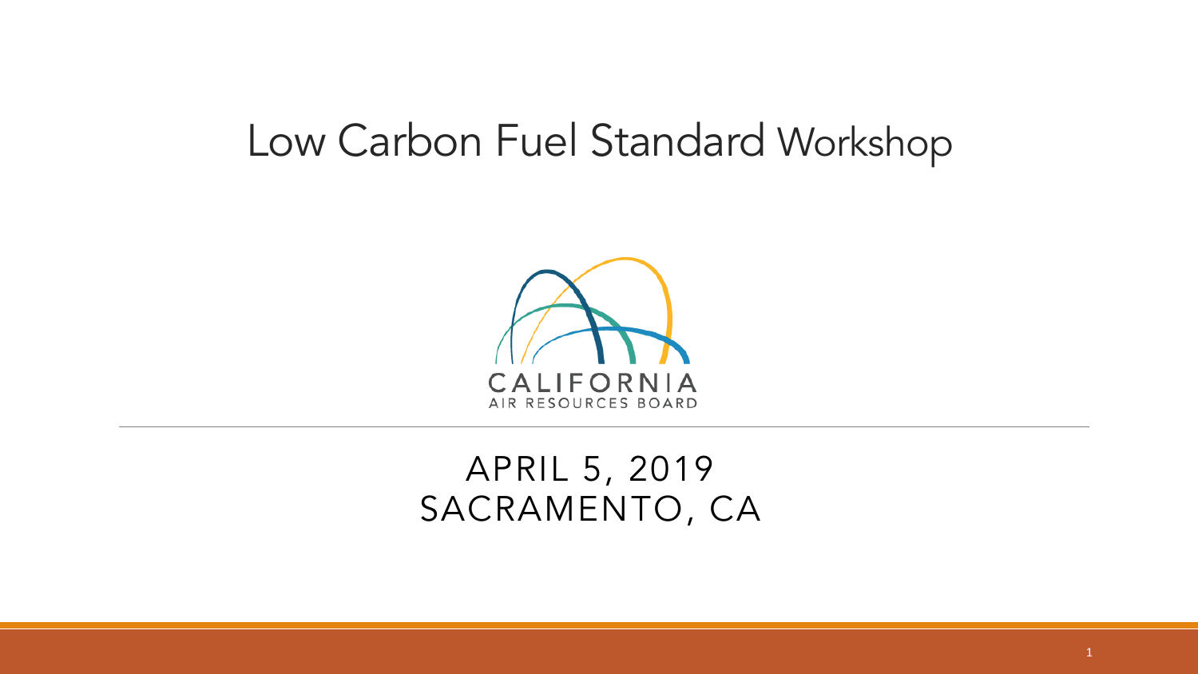# Low Carbon Fuel Standard Workshop

CALIFORNIA
AIR RESOURCES BOARD

APRIL 5, 2019
SACRAMENTO, CA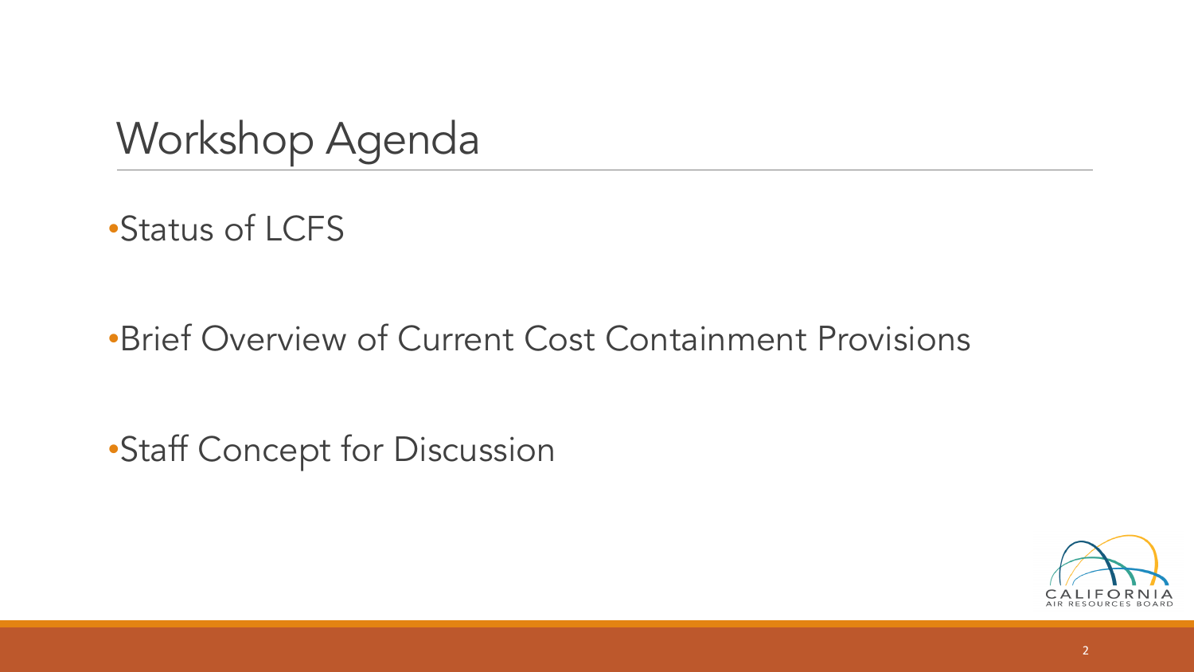# Workshop Agenda

- Status of LCFS
- Brief Overview of Current Cost Containment Provisions
- Staff Concept for Discussion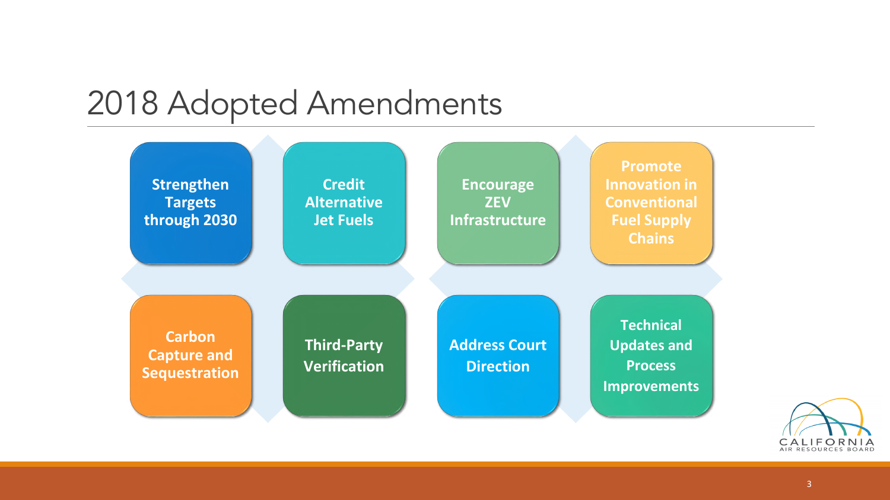# 2018 Adopted Amendments

- Strengthen Targets through 2030
- Credit Alternative Jet Fuels
- Encourage ZEV Infrastructure
- Promote Innovation in Conventional Fuel Supply Chains
- Carbon Capture and Sequestration
- Third-Party Verification
- Address Court Direction
- Technical Updates and Process Improvements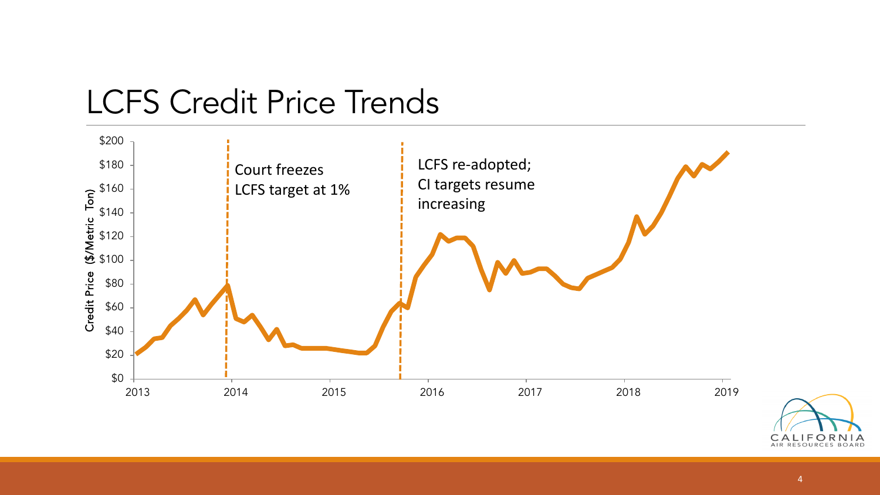# LCFS Credit Price Trends

Credit Price ($/Metric Ton)

$200
$180
$160
$140
$120
$100
$80
$60
$40
$20
$0

2013 2014 2015 2016 2017 2018 2019

Court freezes LCFS target at 1%

LCFS re-adopted; CI targets resume increasing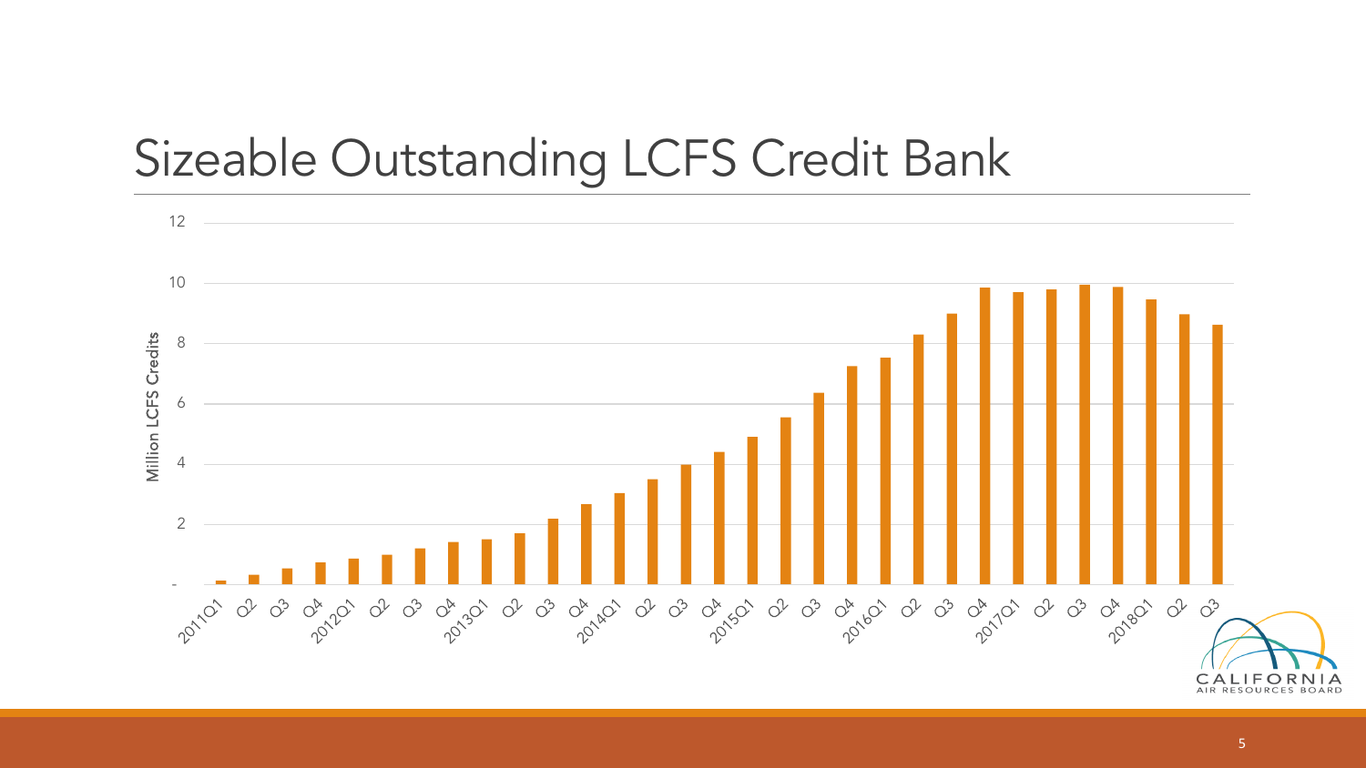# Sizeable Outstanding LCFS Credit Bank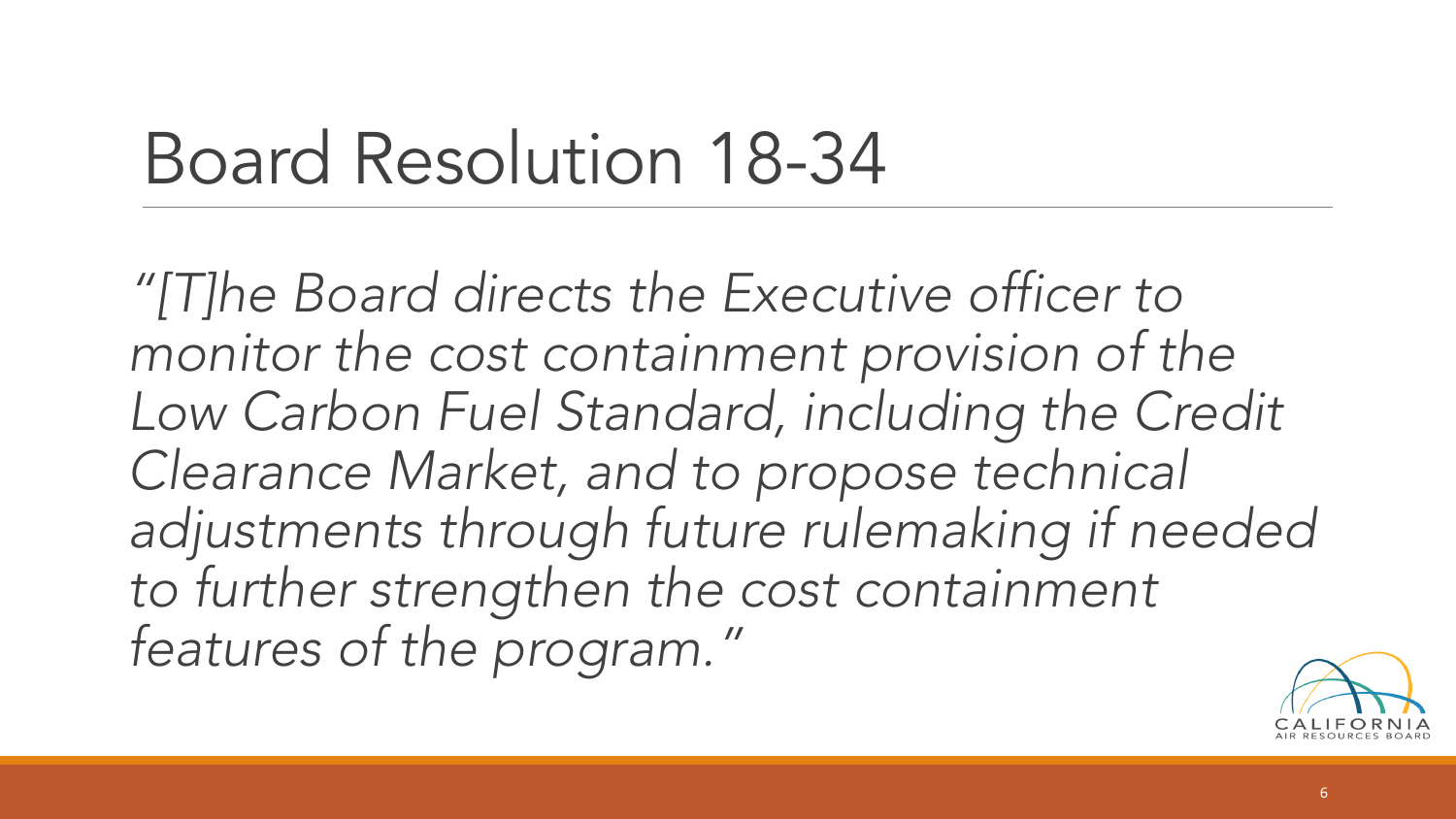# Board Resolution 18-34

*"[T]he Board directs the Executive officer to monitor the cost containment provision of the Low Carbon Fuel Standard, including the Credit Clearance Market, and to propose technical adjustments through future rulemaking if needed to further strengthen the cost containment features of the program."*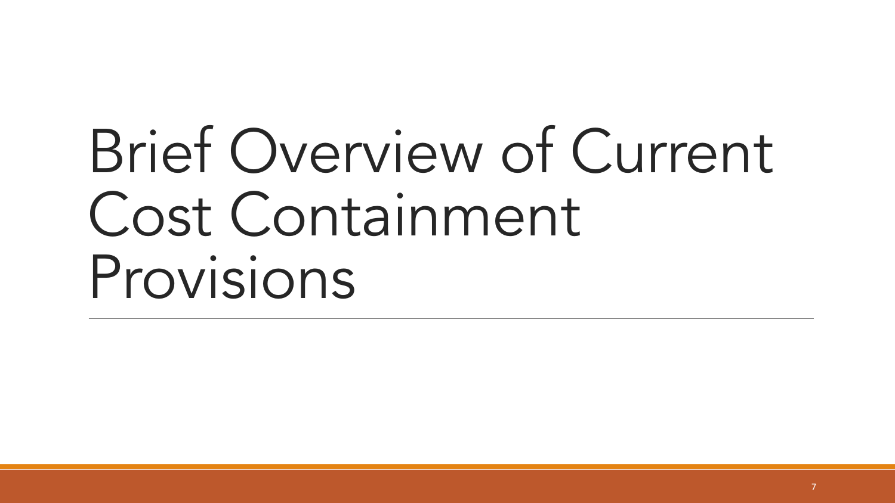# Brief Overview of Current Cost Containment Provisions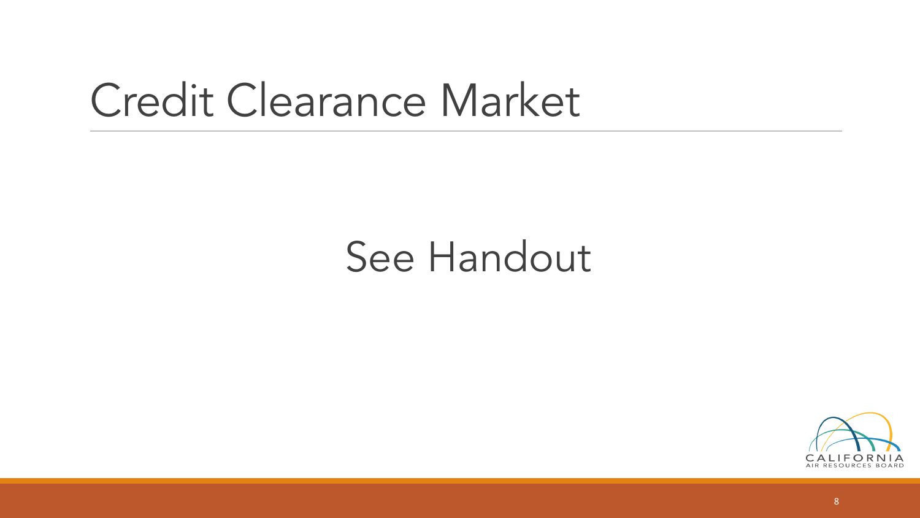# Credit Clearance Market

See Handout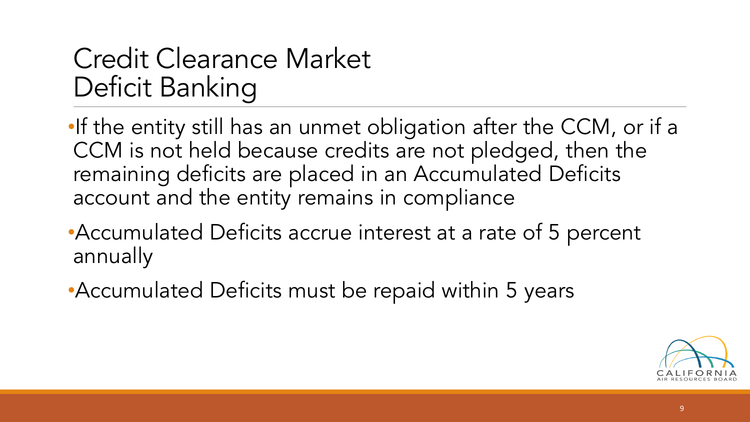# Credit Clearance Market
# Deficit Banking

- If the entity still has an unmet obligation after the CCM, or if a CCM is not held because credits are not pledged, then the remaining deficits are placed in an Accumulated Deficits account and the entity remains in compliance
- Accumulated Deficits accrue interest at a rate of 5 percent annually
- Accumulated Deficits must be repaid within 5 years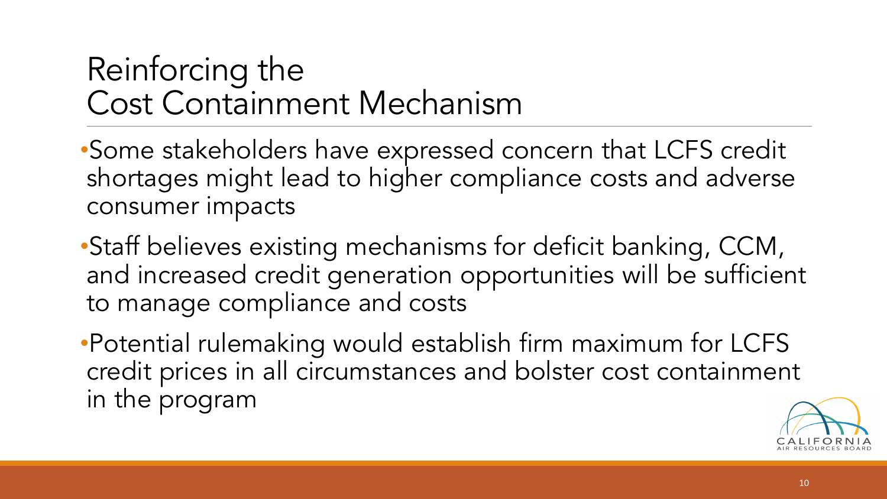# Reinforcing the Cost Containment Mechanism

- Some stakeholders have expressed concern that LCFS credit shortages might lead to higher compliance costs and adverse consumer impacts
- Staff believes existing mechanisms for deficit banking, CCM, and increased credit generation opportunities will be sufficient to manage compliance and costs
- Potential rulemaking would establish firm maximum for LCFS credit prices in all circumstances and bolster cost containment in the program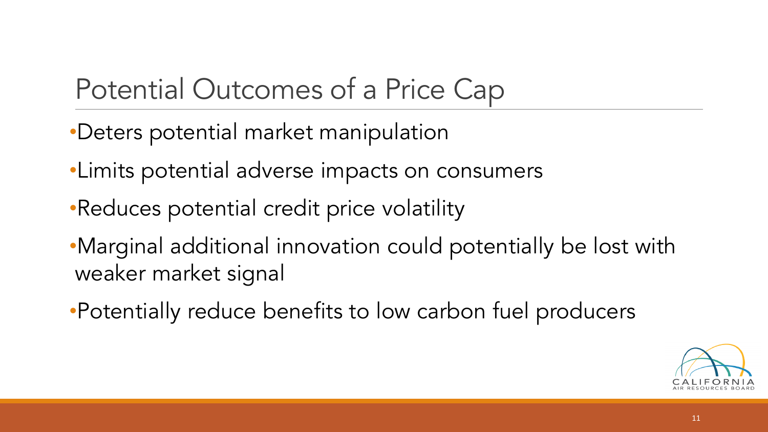# Potential Outcomes of a Price Cap

- Deters potential market manipulation
- Limits potential adverse impacts on consumers
- Reduces potential credit price volatility
- Marginal additional innovation could potentially be lost with weaker market signal
- Potentially reduce benefits to low carbon fuel producers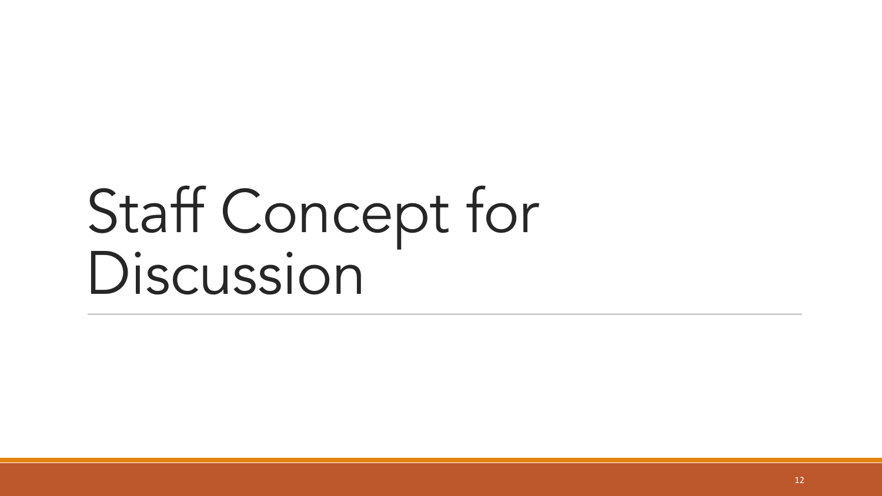# Staff Concept for Discussion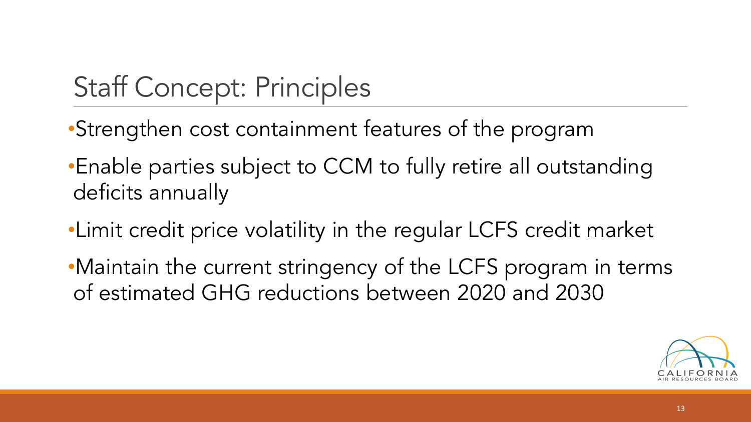# Staff Concept: Principles

- Strengthen cost containment features of the program
- Enable parties subject to CCM to fully retire all outstanding deficits annually
- Limit credit price volatility in the regular LCFS credit market
- Maintain the current stringency of the LCFS program in terms of estimated GHG reductions between 2020 and 2030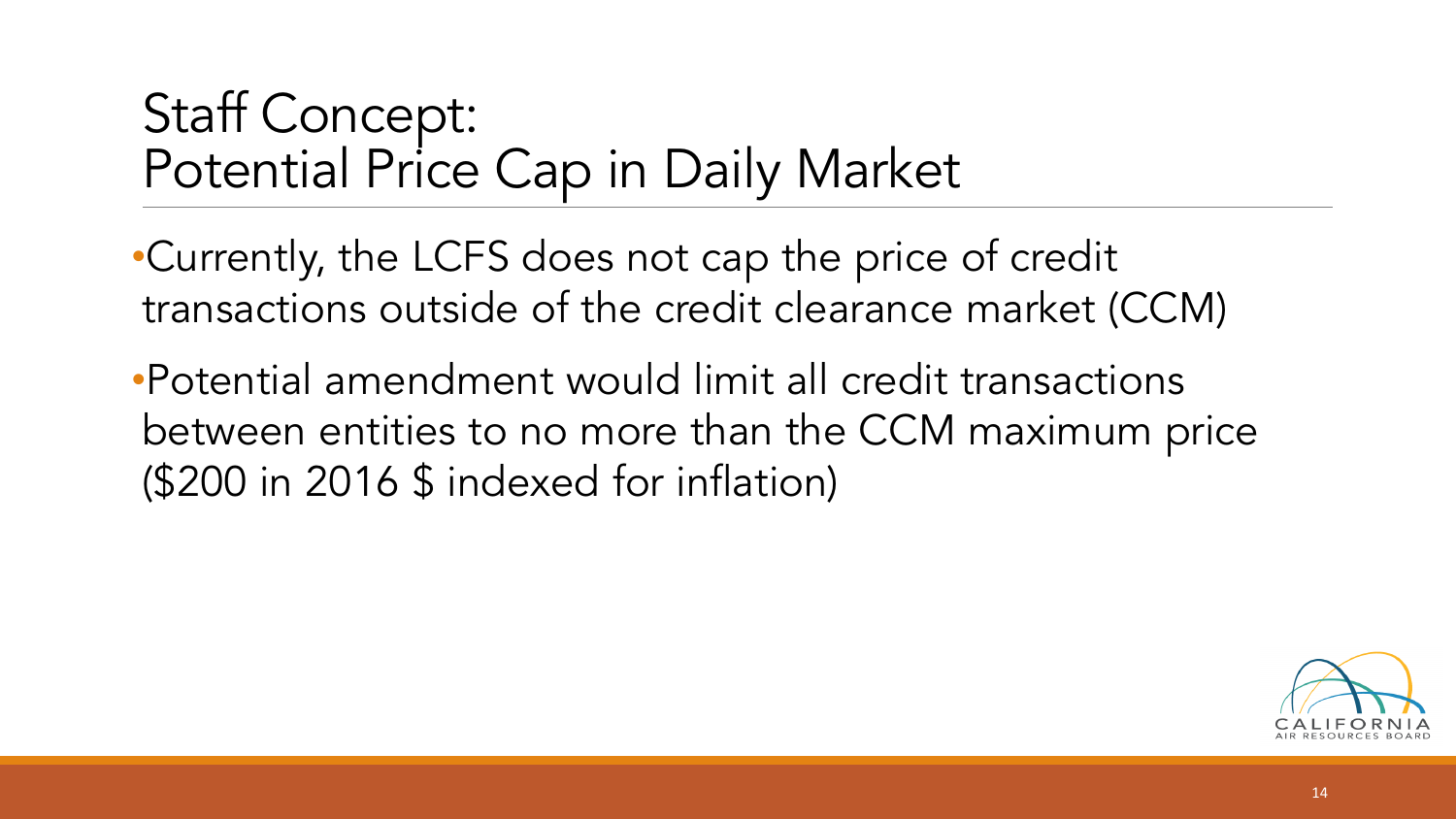# Staff Concept: Potential Price Cap in Daily Market

- Currently, the LCFS does not cap the price of credit transactions outside of the credit clearance market (CCM)
- Potential amendment would limit all credit transactions between entities to no more than the CCM maximum price ($200 in 2016 $ indexed for inflation)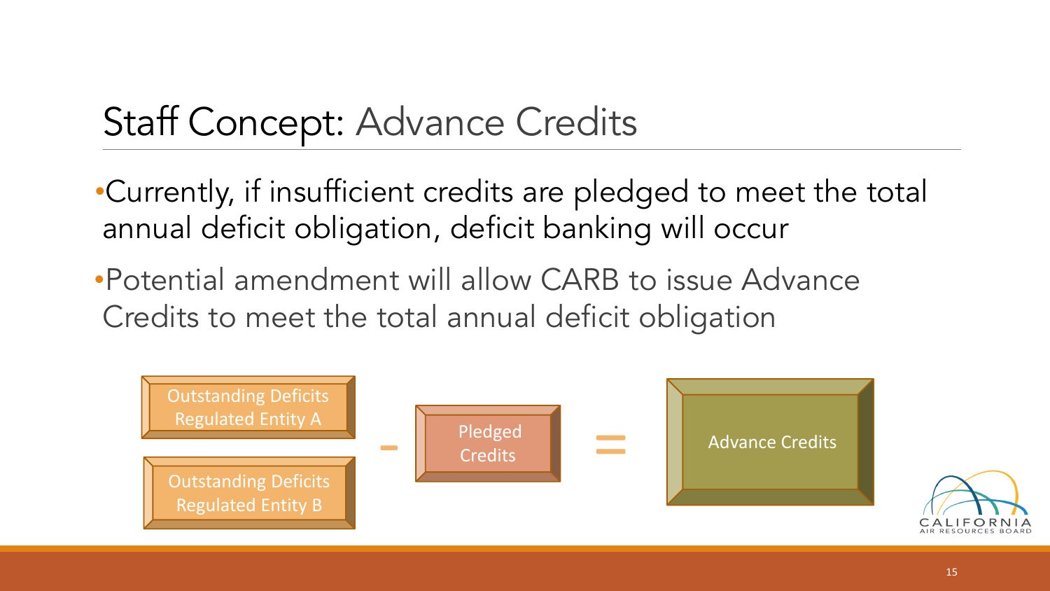# Staff Concept: Advance Credits

- Currently, if insufficient credits are pledged to meet the total annual deficit obligation, deficit banking will occur
- Potential amendment will allow CARB to issue Advance Credits to meet the total annual deficit obligation

Outstanding Deficits Regulated Entity A

Outstanding Deficits Regulated Entity B

\- Pledged Credits = Advance Credits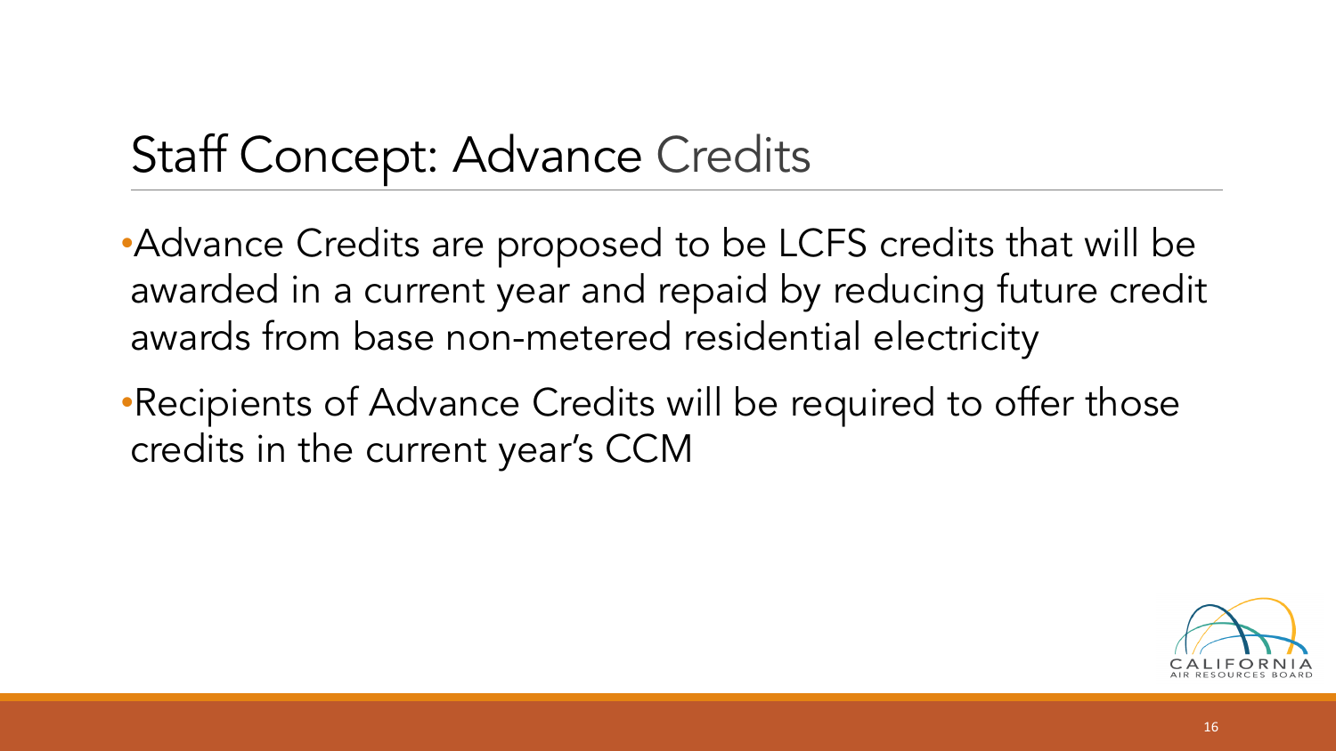# Staff Concept: Advance Credits

- Advance Credits are proposed to be LCFS credits that will be awarded in a current year and repaid by reducing future credit awards from base non-metered residential electricity
- Recipients of Advance Credits will be required to offer those credits in the current year's CCM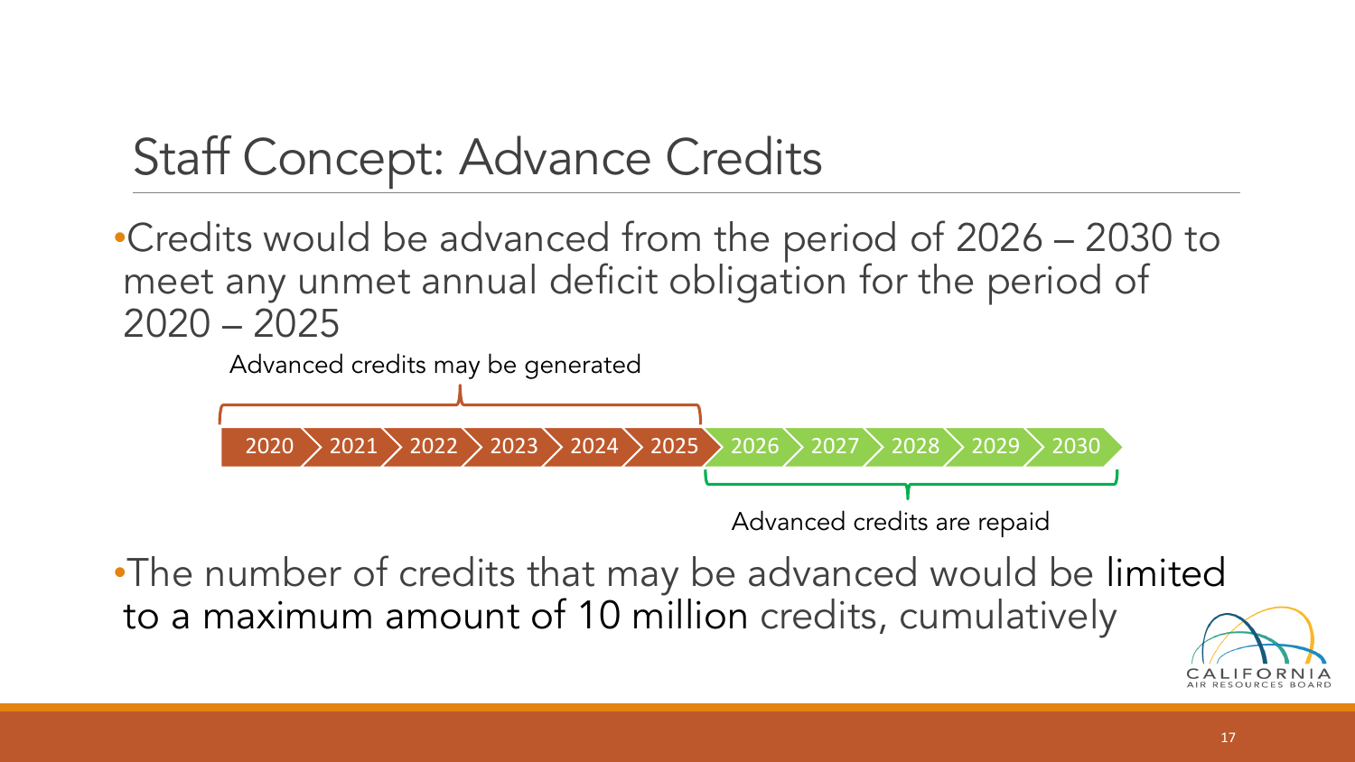# Staff Concept: Advance Credits

- Credits would be advanced from the period of 2026 – 2030 to meet any unmet annual deficit obligation for the period of 2020 – 2025

Advanced credits may be generated

2020 › 2021 › 2022 › 2023 › 2024 › 2025 › 2026 › 2027 › 2028 › 2029 › 2030

Advanced credits are repaid

- The number of credits that may be advanced would be limited to a maximum amount of 10 million credits, cumulatively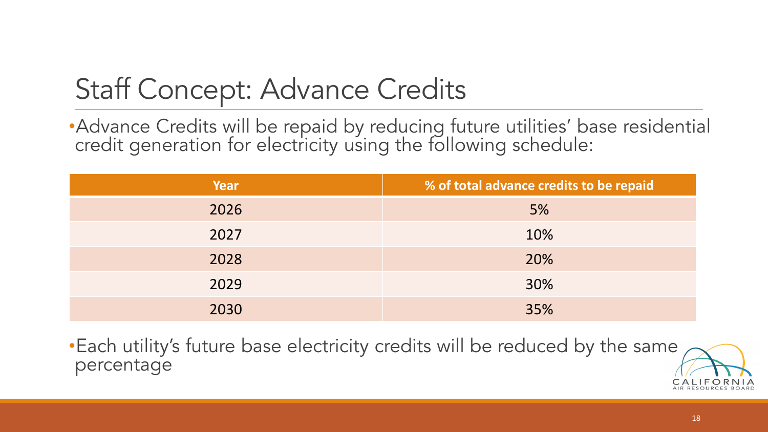# Staff Concept: Advance Credits

- Advance Credits will be repaid by reducing future utilities' base residential credit generation for electricity using the following schedule:

| Year | % of total advance credits to be repaid |
| --- | --- |
| 2026 | 5% |
| 2027 | 10% |
| 2028 | 20% |
| 2029 | 30% |
| 2030 | 35% |

- Each utility's future base electricity credits will be reduced by the same percentage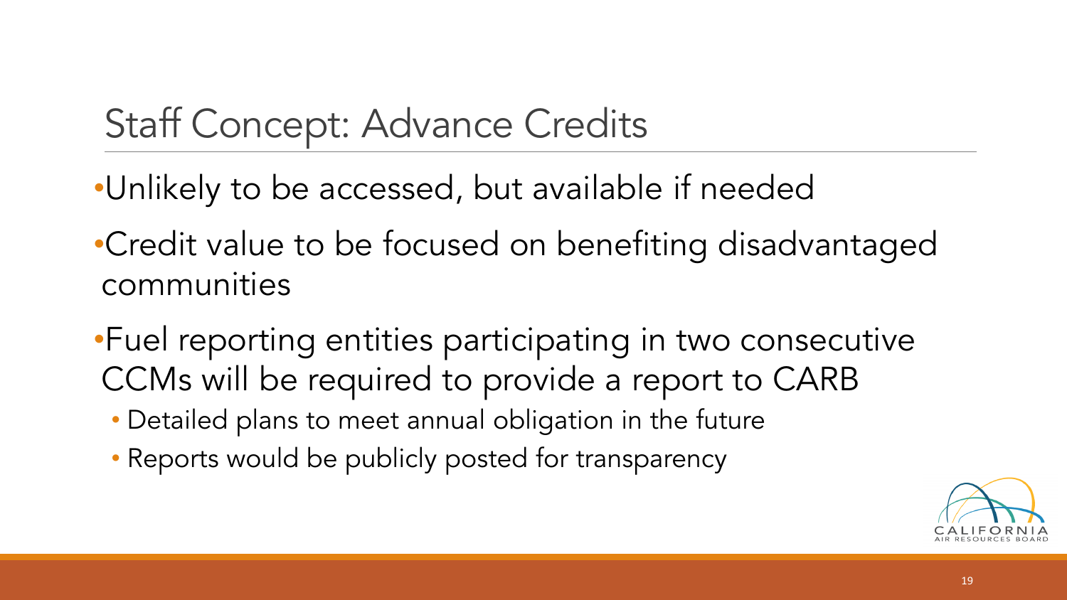# Staff Concept: Advance Credits

- Unlikely to be accessed, but available if needed
- Credit value to be focused on benefiting disadvantaged communities
- Fuel reporting entities participating in two consecutive CCMs will be required to provide a report to CARB
  - Detailed plans to meet annual obligation in the future
  - Reports would be publicly posted for transparency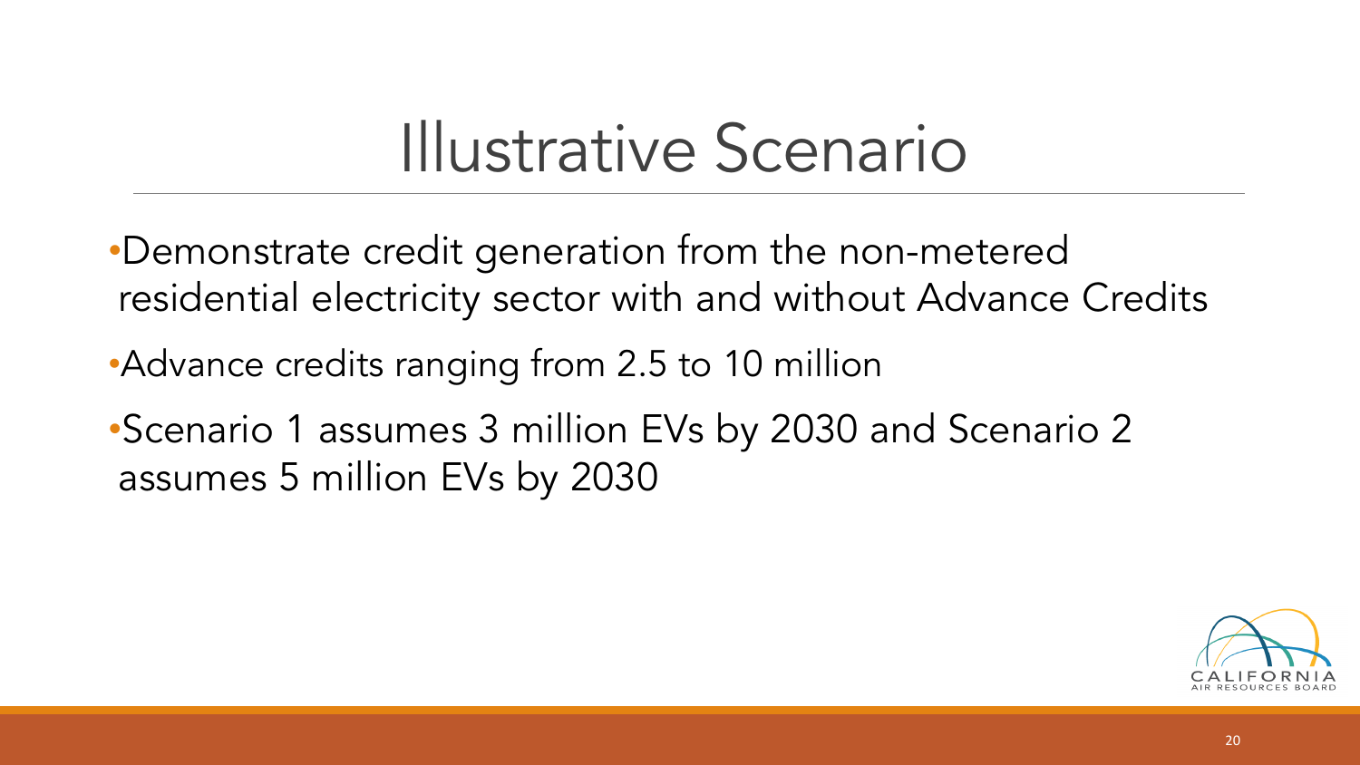# Illustrative Scenario

- Demonstrate credit generation from the non-metered residential electricity sector with and without Advance Credits
- Advance credits ranging from 2.5 to 10 million
- Scenario 1 assumes 3 million EVs by 2030 and Scenario 2 assumes 5 million EVs by 2030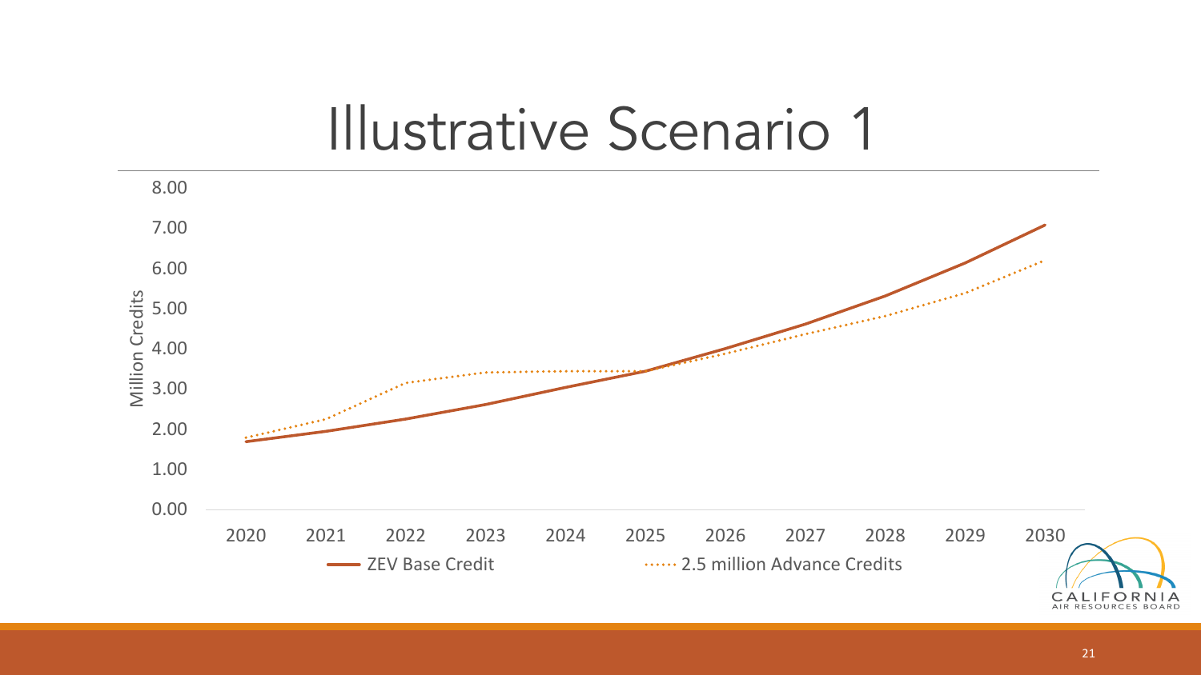# Illustrative Scenario 1

Million Credits

8.00
7.00
6.00
5.00
4.00
3.00
2.00
1.00
0.00

2020 2021 2022 2023 2024 2025 2026 2027 2028 2029 2030

ZEV Base Credit ····· 2.5 million Advance Credits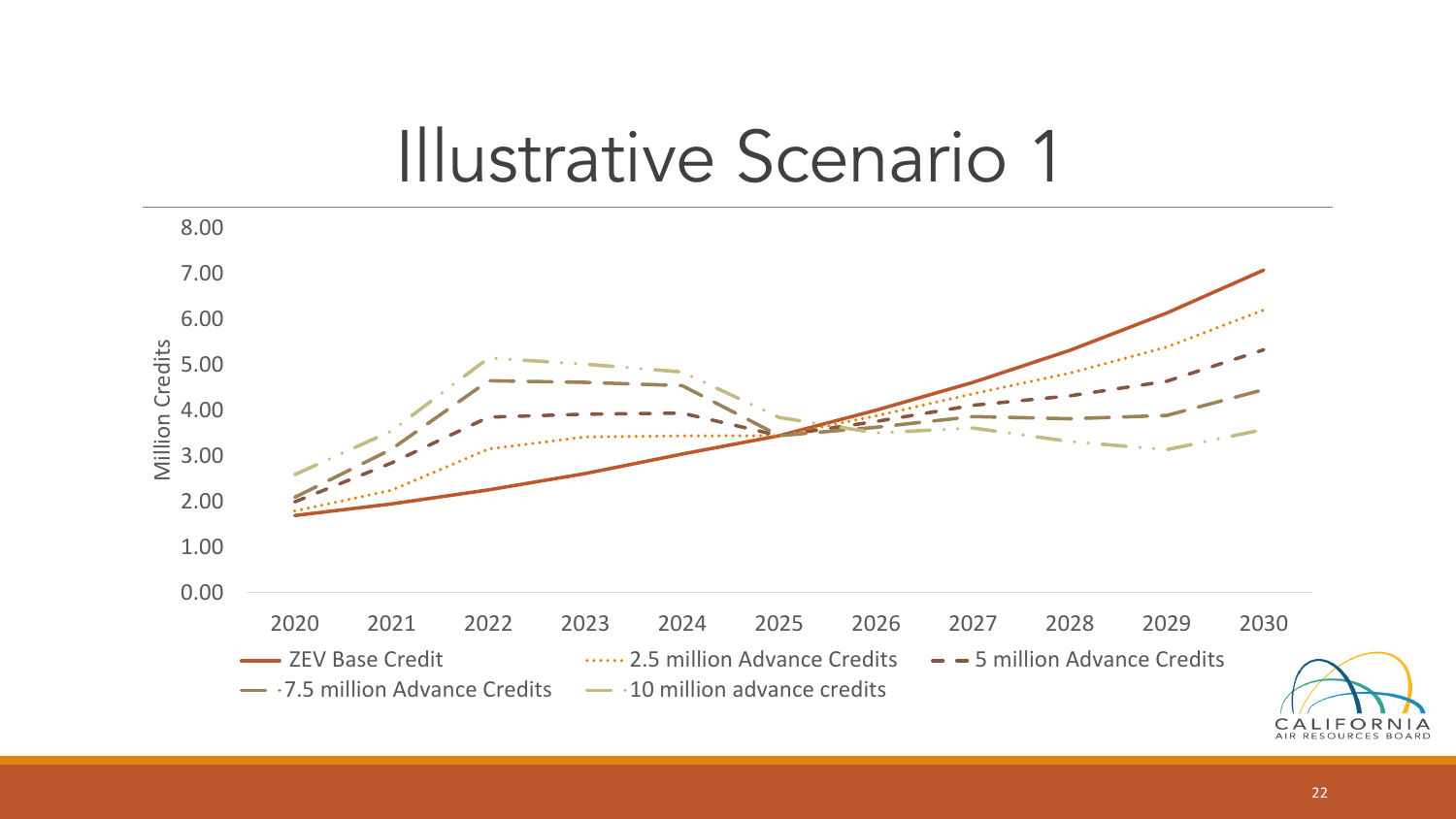# Illustrative Scenario 1

Million Credits

8.00
7.00
6.00
5.00
4.00
3.00
2.00
1.00
0.00

2020 2021 2022 2023 2024 2025 2026 2027 2028 2029 2030

ZEV Base Credit
2.5 million Advance Credits
5 million Advance Credits
7.5 million Advance Credits
10 million advance credits

CALIFORNIA AIR RESOURCES BOARD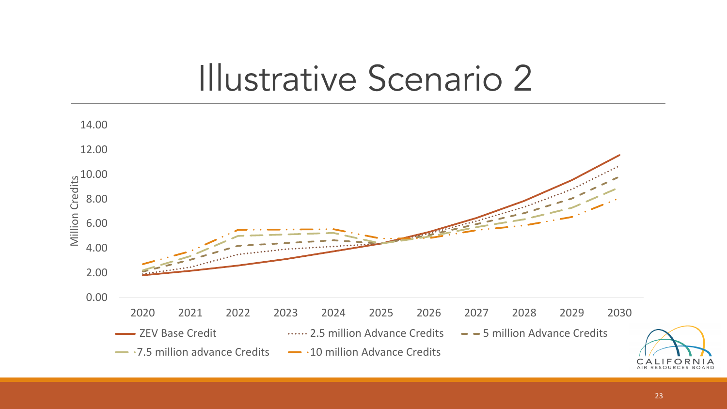# Illustrative Scenario 2

Million Credits

14.00
12.00
10.00
8.00
6.00
4.00
2.00
0.00

2020 2021 2022 2023 2024 2025 2026 2027 2028 2029 2030

ZEV Base Credit | 2.5 million Advance Credits | 5 million Advance Credits | 7.5 million advance Credits | 10 million Advance Credits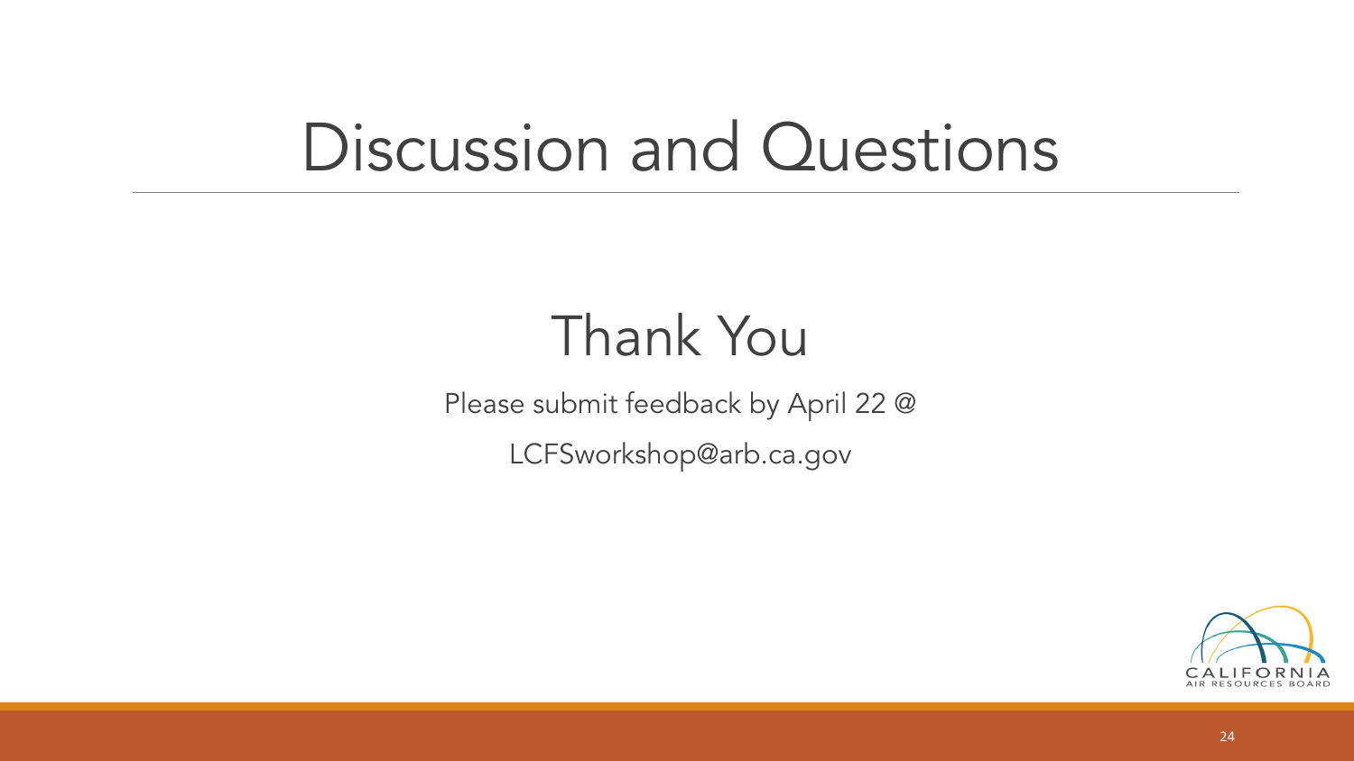# Discussion and Questions

## Thank You

Please submit feedback by April 22 @

LCFSworkshop@arb.ca.gov